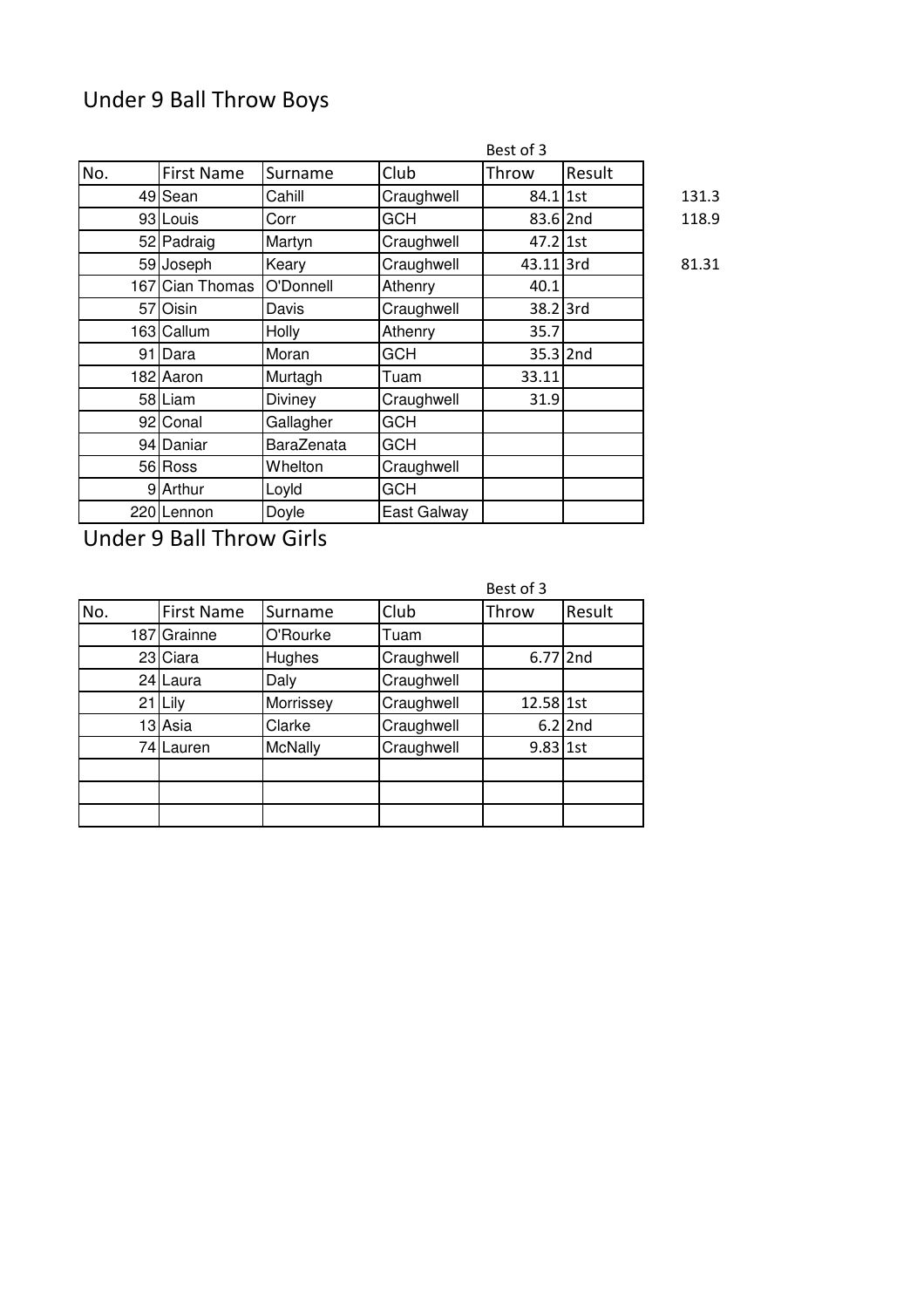## Under 9 Ball Throw Boys

| No. | First Name | Surname | Club | Best of 3<br>Throw | Result | |
|---|---|---|---|---|---|---|
| 49 | Sean | Cahill | Craughwell | 84.1 | 1st | 131.3 |
| 93 | Louis | Corr | GCH | 83.6 | 2nd | 118.9 |
| 52 | Padraig | Martyn | Craughwell | 47.2 | 1st | |
| 59 | Joseph | Keary | Craughwell | 43.11 | 3rd | 81.31 |
| 167 | Cian Thomas | O'Donnell | Athenry | 40.1 | | |
| 57 | Oisin | Davis | Craughwell | 38.2 | 3rd | |
| 163 | Callum | Holly | Athenry | 35.7 | | |
| 91 | Dara | Moran | GCH | 35.3 | 2nd | |
| 182 | Aaron | Murtagh | Tuam | 33.11 | | |
| 58 | Liam | Diviney | Craughwell | 31.9 | | |
| 92 | Conal | Gallagher | GCH | | | |
| 94 | Daniar | BaraZenata | GCH | | | |
| 56 | Ross | Whelton | Craughwell | | | |
| 9 | Arthur | Loyld | GCH | | | |
| 220 | Lennon | Doyle | East Galway | | | |

## Under 9 Ball Throw Girls

| No. | First Name | Surname | Club | Best of 3<br>Throw | Result |
|---|---|---|---|---|---|
| 187 | Grainne | O'Rourke | Tuam | | |
| 23 | Ciara | Hughes | Craughwell | 6.77 | 2nd |
| 24 | Laura | Daly | Craughwell | | |
| 21 | Lily | Morrissey | Craughwell | 12.58 | 1st |
| 13 | Asia | Clarke | Craughwell | 6.2 | 2nd |
| 74 | Lauren | McNally | Craughwell | 9.83 | 1st |
| | | | | | |
| | | | | | |
| | | | | | |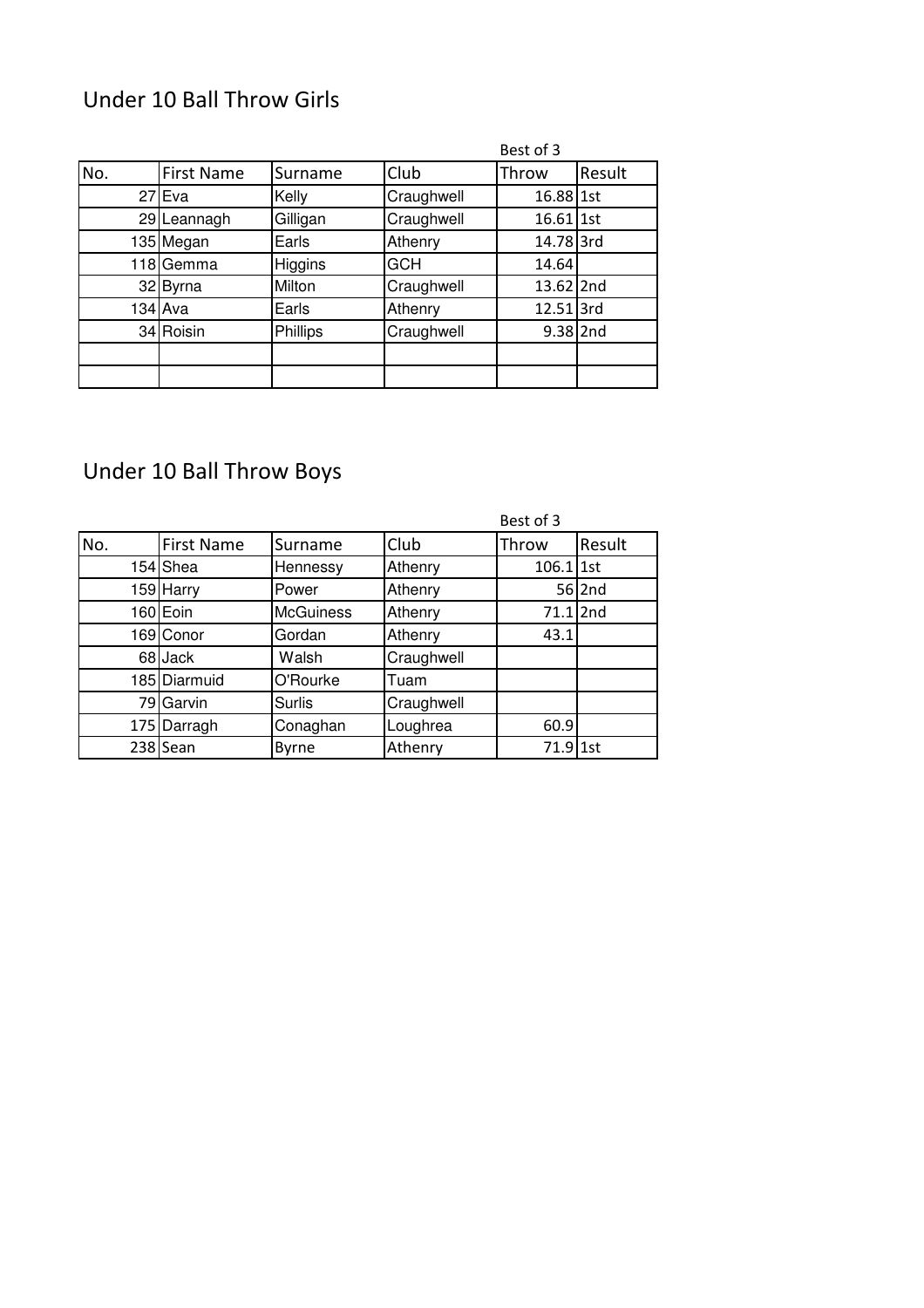## Under 10 Ball Throw Girls

| No. | First Name | Surname | Club | Best of 3<br>Throw | Result |
|---|---|---|---|---|---|
| 27 | Eva | Kelly | Craughwell | 16.88 | 1st |
| 29 | Leannagh | Gilligan | Craughwell | 16.61 | 1st |
| 135 | Megan | Earls | Athenry | 14.78 | 3rd |
| 118 | Gemma | Higgins | GCH | 14.64 | |
| 32 | Byrna | Milton | Craughwell | 13.62 | 2nd |
| 134 | Ava | Earls | Athenry | 12.51 | 3rd |
| 34 | Roisin | Phillips | Craughwell | 9.38 | 2nd |
| | | | | | |
| | | | | | |

## Under 10 Ball Throw Boys

| No. | First Name | Surname | Club | Best of 3<br>Throw | Result |
|---|---|---|---|---|---|
| 154 | Shea | Hennessy | Athenry | 106.1 | 1st |
| 159 | Harry | Power | Athenry | 56 | 2nd |
| 160 | Eoin | McGuiness | Athenry | 71.1 | 2nd |
| 169 | Conor | Gordan | Athenry | 43.1 | |
| 68 | Jack | Walsh | Craughwell | | |
| 185 | Diarmuid | O'Rourke | Tuam | | |
| 79 | Garvin | Surlis | Craughwell | | |
| 175 | Darragh | Conaghan | Loughrea | 60.9 | |
| 238 | Sean | Byrne | Athenry | 71.9 | 1st |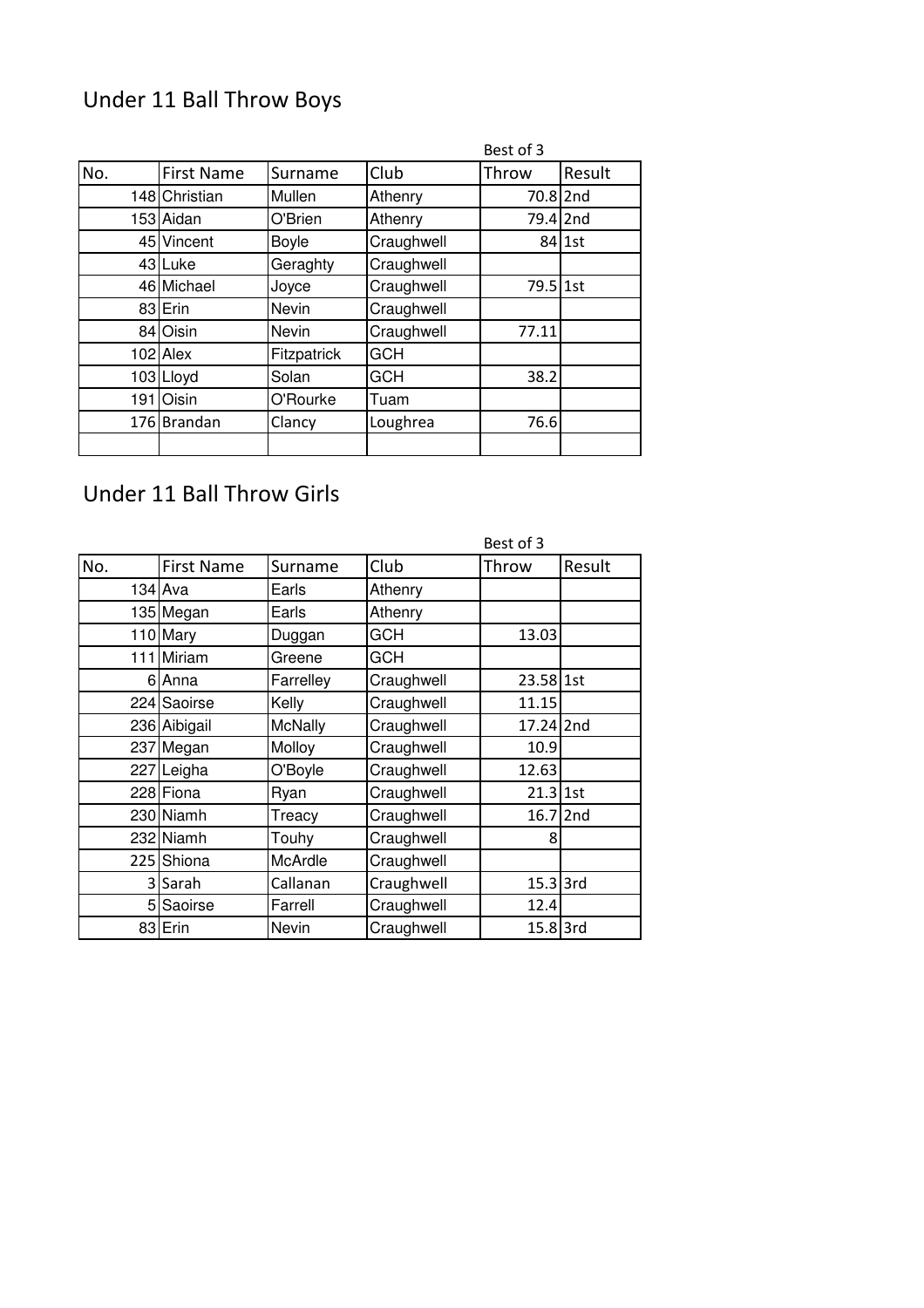# Under 11 Ball Throw Boys

| No. | First Name | Surname | Club | Best of 3 Throw | Result |
|---|---|---|---|---|---|
| 148 | Christian | Mullen | Athenry | 70.8 | 2nd |
| 153 | Aidan | O'Brien | Athenry | 79.4 | 2nd |
| 45 | Vincent | Boyle | Craughwell | 84 | 1st |
| 43 | Luke | Geraghty | Craughwell | | |
| 46 | Michael | Joyce | Craughwell | 79.5 | 1st |
| 83 | Erin | Nevin | Craughwell | | |
| 84 | Oisin | Nevin | Craughwell | 77.11 | |
| 102 | Alex | Fitzpatrick | GCH | | |
| 103 | Lloyd | Solan | GCH | 38.2 | |
| 191 | Oisin | O'Rourke | Tuam | | |
| 176 | Brandan | Clancy | Loughrea | 76.6 | |
| | | | | | |

# Under 11 Ball Throw Girls

| No. | First Name | Surname | Club | Best of 3 Throw | Result |
|---|---|---|---|---|---|
| 134 | Ava | Earls | Athenry | | |
| 135 | Megan | Earls | Athenry | | |
| 110 | Mary | Duggan | GCH | 13.03 | |
| 111 | Miriam | Greene | GCH | | |
| 6 | Anna | Farrelley | Craughwell | 23.58 | 1st |
| 224 | Saoirse | Kelly | Craughwell | 11.15 | |
| 236 | Aibigail | McNally | Craughwell | 17.24 | 2nd |
| 237 | Megan | Molloy | Craughwell | 10.9 | |
| 227 | Leigha | O'Boyle | Craughwell | 12.63 | |
| 228 | Fiona | Ryan | Craughwell | 21.3 | 1st |
| 230 | Niamh | Treacy | Craughwell | 16.7 | 2nd |
| 232 | Niamh | Touhy | Craughwell | 8 | |
| 225 | Shiona | McArdle | Craughwell | | |
| 3 | Sarah | Callanan | Craughwell | 15.3 | 3rd |
| 5 | Saoirse | Farrell | Craughwell | 12.4 | |
| 83 | Erin | Nevin | Craughwell | 15.8 | 3rd |